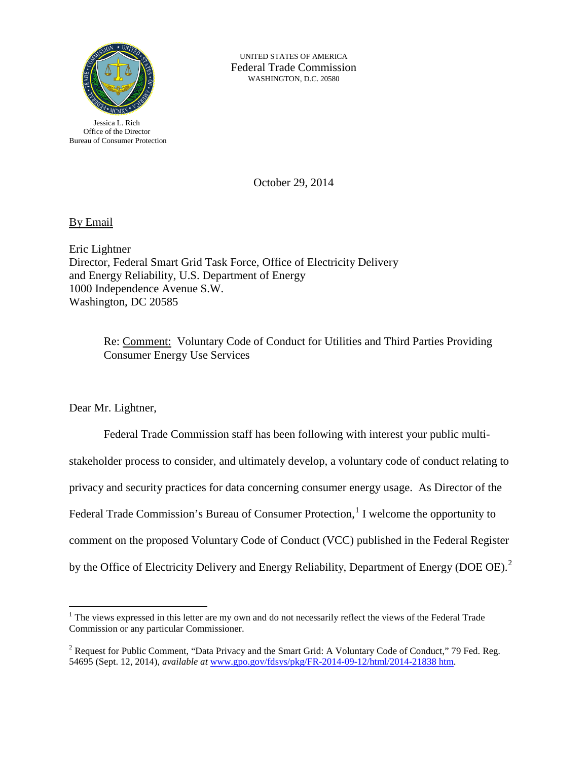UNITED STATES OF AMERICA
Federal Trade Commission
WASHINGTON, D.C. 20580

Jessica L. Rich
Office of the Director
Bureau of Consumer Protection

October 29, 2014

By Email

Eric Lightner
Director, Federal Smart Grid Task Force, Office of Electricity Delivery and Energy Reliability, U.S. Department of Energy
1000 Independence Avenue S.W.
Washington, DC 20585

> Re: Comment: Voluntary Code of Conduct for Utilities and Third Parties Providing Consumer Energy Use Services

Dear Mr. Lightner,

Federal Trade Commission staff has been following with interest your public multi-stakeholder process to consider, and ultimately develop, a voluntary code of conduct relating to privacy and security practices for data concerning consumer energy usage. As Director of the Federal Trade Commission's Bureau of Consumer Protection,[1] I welcome the opportunity to comment on the proposed Voluntary Code of Conduct (VCC) published in the Federal Register by the Office of Electricity Delivery and Energy Reliability, Department of Energy (DOE OE).[2]

---

[1] The views expressed in this letter are my own and do not necessarily reflect the views of the Federal Trade Commission or any particular Commissioner.

[2] Request for Public Comment, "Data Privacy and the Smart Grid: A Voluntary Code of Conduct," 79 Fed. Reg. 54695 (Sept. 12, 2014), *available at* www.gpo.gov/fdsys/pkg/FR-2014-09-12/html/2014-21838 htm.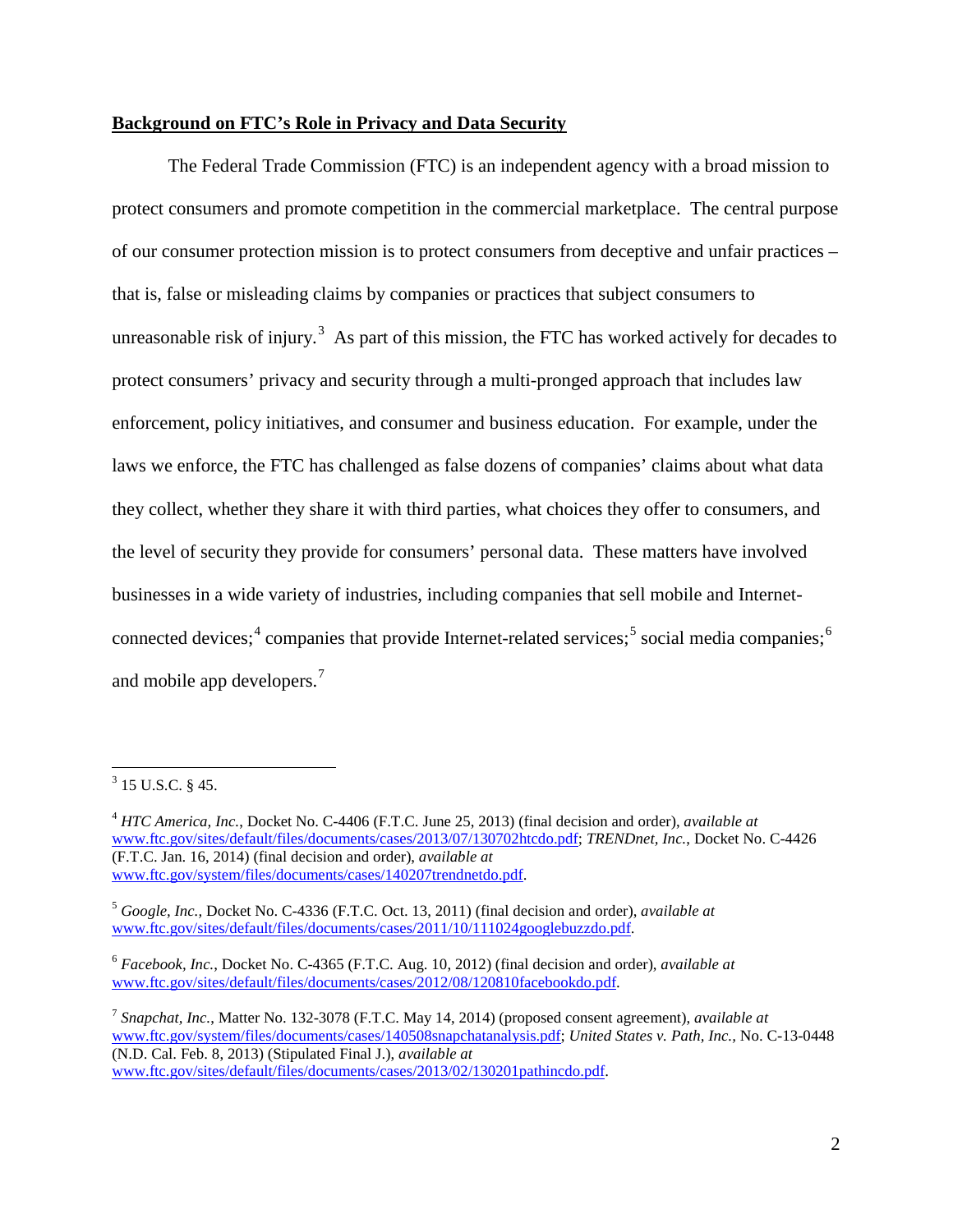**Background on FTC's Role in Privacy and Data Security**

The Federal Trade Commission (FTC) is an independent agency with a broad mission to protect consumers and promote competition in the commercial marketplace. The central purpose of our consumer protection mission is to protect consumers from deceptive and unfair practices – that is, false or misleading claims by companies or practices that subject consumers to unreasonable risk of injury.[3] As part of this mission, the FTC has worked actively for decades to protect consumers' privacy and security through a multi-pronged approach that includes law enforcement, policy initiatives, and consumer and business education. For example, under the laws we enforce, the FTC has challenged as false dozens of companies' claims about what data they collect, whether they share it with third parties, what choices they offer to consumers, and the level of security they provide for consumers' personal data. These matters have involved businesses in a wide variety of industries, including companies that sell mobile and Internet-connected devices;[4] companies that provide Internet-related services;[5] social media companies;[6] and mobile app developers.[7]

---

[3] 15 U.S.C. § 45.

[4] *HTC America, Inc.*, Docket No. C-4406 (F.T.C. June 25, 2013) (final decision and order), *available at* www.ftc.gov/sites/default/files/documents/cases/2013/07/130702htcdo.pdf; *TRENDnet, Inc.*, Docket No. C-4426 (F.T.C. Jan. 16, 2014) (final decision and order), *available at* www.ftc.gov/system/files/documents/cases/140207trendnetdo.pdf.

[5] *Google, Inc.*, Docket No. C-4336 (F.T.C. Oct. 13, 2011) (final decision and order), *available at* www.ftc.gov/sites/default/files/documents/cases/2011/10/111024googlebuzzdo.pdf.

[6] *Facebook, Inc.*, Docket No. C-4365 (F.T.C. Aug. 10, 2012) (final decision and order), *available at* www.ftc.gov/sites/default/files/documents/cases/2012/08/120810facebookdo.pdf.

[7] *Snapchat, Inc.*, Matter No. 132-3078 (F.T.C. May 14, 2014) (proposed consent agreement), *available at* www.ftc.gov/system/files/documents/cases/140508snapchatanalysis.pdf; *United States v. Path, Inc.,* No. C-13-0448 (N.D. Cal. Feb. 8, 2013) (Stipulated Final J.), *available at* www.ftc.gov/sites/default/files/documents/cases/2013/02/130201pathincdo.pdf.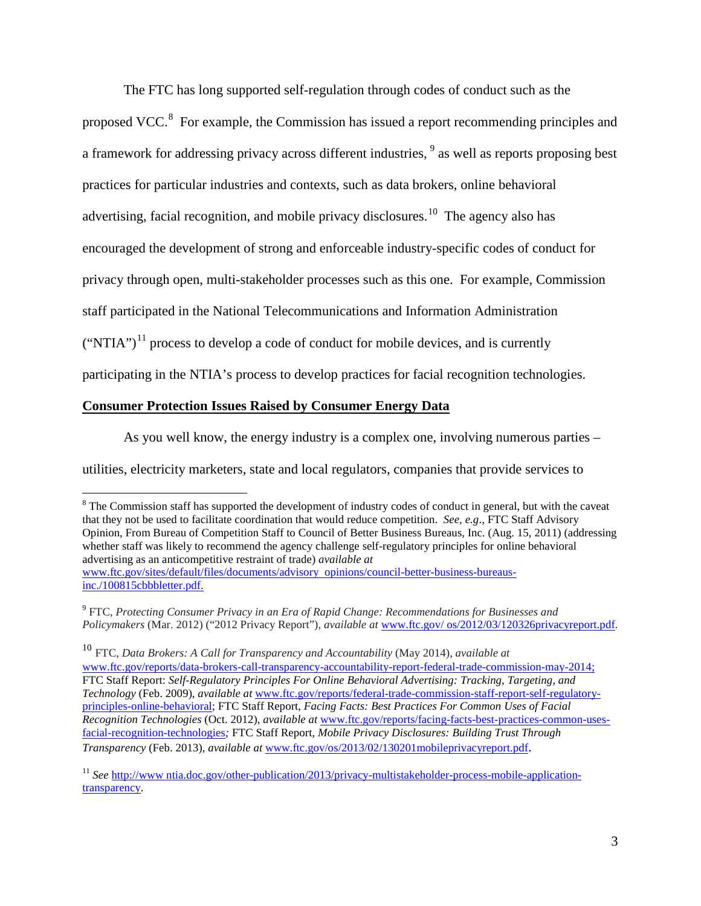The FTC has long supported self-regulation through codes of conduct such as the proposed VCC.[8] For example, the Commission has issued a report recommending principles and a framework for addressing privacy across different industries, [9] as well as reports proposing best practices for particular industries and contexts, such as data brokers, online behavioral advertising, facial recognition, and mobile privacy disclosures.[10] The agency also has encouraged the development of strong and enforceable industry-specific codes of conduct for privacy through open, multi-stakeholder processes such as this one. For example, Commission staff participated in the National Telecommunications and Information Administration ("NTIA")[11] process to develop a code of conduct for mobile devices, and is currently participating in the NTIA's process to develop practices for facial recognition technologies.

**<u>Consumer Protection Issues Raised by Consumer Energy Data</u>**

As you well know, the energy industry is a complex one, involving numerous parties – utilities, electricity marketers, state and local regulators, companies that provide services to

---

[8] The Commission staff has supported the development of industry codes of conduct in general, but with the caveat that they not be used to facilitate coordination that would reduce competition. *See, e.g*., FTC Staff Advisory Opinion, From Bureau of Competition Staff to Council of Better Business Bureaus, Inc. (Aug. 15, 2011) (addressing whether staff was likely to recommend the agency challenge self-regulatory principles for online behavioral advertising as an anticompetitive restraint of trade) *available at* www.ftc.gov/sites/default/files/documents/advisory_opinions/council-better-business-bureaus-inc./100815cbbbletter.pdf.

[9] FTC, *Protecting Consumer Privacy in an Era of Rapid Change: Recommendations for Businesses and Policymakers* (Mar. 2012) ("2012 Privacy Report"), *available at* www.ftc.gov/ os/2012/03/120326privacyreport.pdf.

[10] FTC, *Data Brokers: A Call for Transparency and Accountability* (May 2014), *available at* www.ftc.gov/reports/data-brokers-call-transparency-accountability-report-federal-trade-commission-may-2014; FTC Staff Report: *Self-Regulatory Principles For Online Behavioral Advertising: Tracking, Targeting, and Technology* (Feb. 2009), *available at* www.ftc.gov/reports/federal-trade-commission-staff-report-self-regulatory-principles-online-behavioral; FTC Staff Report, *Facing Facts: Best Practices For Common Uses of Facial Recognition Technologies* (Oct. 2012), *available at* www.ftc.gov/reports/facing-facts-best-practices-common-uses-facial-recognition-technologies; FTC Staff Report, *Mobile Privacy Disclosures: Building Trust Through Transparency* (Feb. 2013), *available at* www.ftc.gov/os/2013/02/130201mobileprivacyreport.pdf.

[11] *See* http://www ntia.doc.gov/other-publication/2013/privacy-multistakeholder-process-mobile-application-transparency.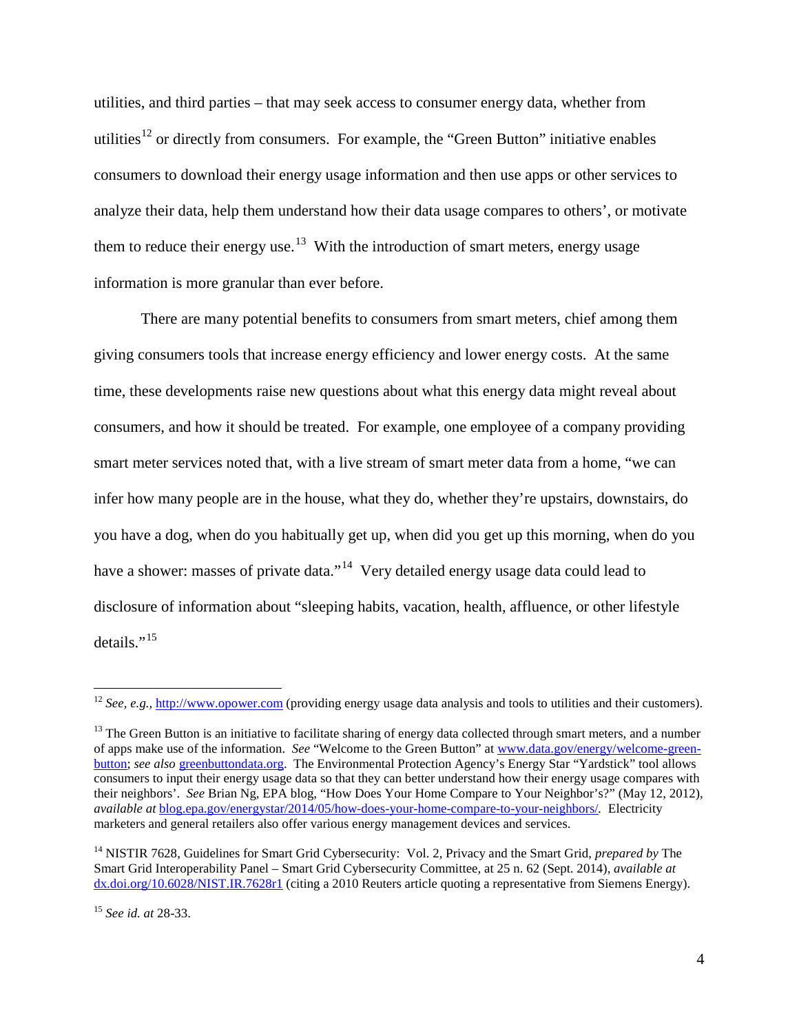utilities, and third parties – that may seek access to consumer energy data, whether from utilities[12] or directly from consumers. For example, the "Green Button" initiative enables consumers to download their energy usage information and then use apps or other services to analyze their data, help them understand how their data usage compares to others', or motivate them to reduce their energy use.[13] With the introduction of smart meters, energy usage information is more granular than ever before.

There are many potential benefits to consumers from smart meters, chief among them giving consumers tools that increase energy efficiency and lower energy costs. At the same time, these developments raise new questions about what this energy data might reveal about consumers, and how it should be treated. For example, one employee of a company providing smart meter services noted that, with a live stream of smart meter data from a home, "we can infer how many people are in the house, what they do, whether they're upstairs, downstairs, do you have a dog, when do you habitually get up, when did you get up this morning, when do you have a shower: masses of private data."[14] Very detailed energy usage data could lead to disclosure of information about "sleeping habits, vacation, health, affluence, or other lifestyle details."[15]

---

[12] *See, e.g.,* http://www.opower.com (providing energy usage data analysis and tools to utilities and their customers).

[13] The Green Button is an initiative to facilitate sharing of energy data collected through smart meters, and a number of apps make use of the information. *See* "Welcome to the Green Button" at www.data.gov/energy/welcome-green-button; *see also* greenbuttondata.org. The Environmental Protection Agency's Energy Star "Yardstick" tool allows consumers to input their energy usage data so that they can better understand how their energy usage compares with their neighbors'. *See* Brian Ng, EPA blog, "How Does Your Home Compare to Your Neighbor's?" (May 12, 2012), *available at* blog.epa.gov/energystar/2014/05/how-does-your-home-compare-to-your-neighbors/. Electricity marketers and general retailers also offer various energy management devices and services.

[14] NISTIR 7628, Guidelines for Smart Grid Cybersecurity: Vol. 2, Privacy and the Smart Grid, *prepared by* The Smart Grid Interoperability Panel – Smart Grid Cybersecurity Committee, at 25 n. 62 (Sept. 2014), *available at* dx.doi.org/10.6028/NIST.IR.7628r1 (citing a 2010 Reuters article quoting a representative from Siemens Energy).

[15] *See id. at* 28-33.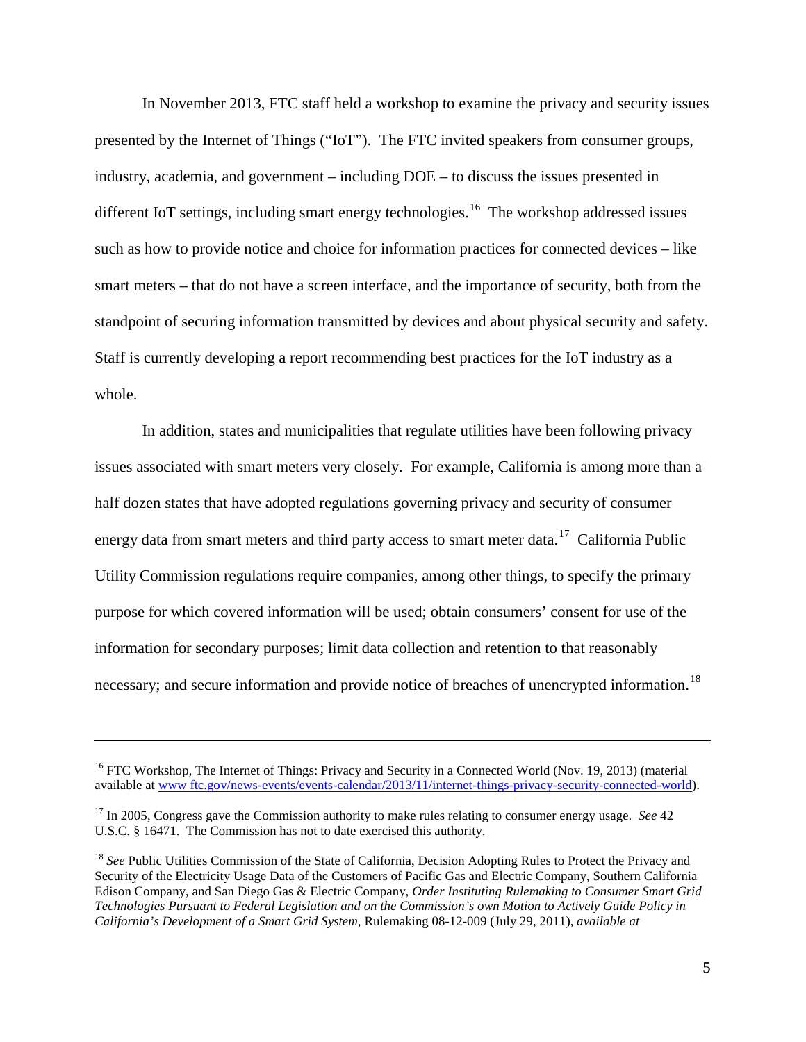In November 2013, FTC staff held a workshop to examine the privacy and security issues presented by the Internet of Things ("IoT"). The FTC invited speakers from consumer groups, industry, academia, and government – including DOE – to discuss the issues presented in different IoT settings, including smart energy technologies.[16] The workshop addressed issues such as how to provide notice and choice for information practices for connected devices – like smart meters – that do not have a screen interface, and the importance of security, both from the standpoint of securing information transmitted by devices and about physical security and safety. Staff is currently developing a report recommending best practices for the IoT industry as a whole.

In addition, states and municipalities that regulate utilities have been following privacy issues associated with smart meters very closely. For example, California is among more than a half dozen states that have adopted regulations governing privacy and security of consumer energy data from smart meters and third party access to smart meter data.[17] California Public Utility Commission regulations require companies, among other things, to specify the primary purpose for which covered information will be used; obtain consumers' consent for use of the information for secondary purposes; limit data collection and retention to that reasonably necessary; and secure information and provide notice of breaches of unencrypted information.[18]

---

[16] FTC Workshop, The Internet of Things: Privacy and Security in a Connected World (Nov. 19, 2013) (material available at www ftc.gov/news-events/events-calendar/2013/11/internet-things-privacy-security-connected-world).

[17] In 2005, Congress gave the Commission authority to make rules relating to consumer energy usage. *See* 42 U.S.C. § 16471. The Commission has not to date exercised this authority.

[18] *See* Public Utilities Commission of the State of California, Decision Adopting Rules to Protect the Privacy and Security of the Electricity Usage Data of the Customers of Pacific Gas and Electric Company, Southern California Edison Company, and San Diego Gas & Electric Company, *Order Instituting Rulemaking to Consumer Smart Grid Technologies Pursuant to Federal Legislation and on the Commission's own Motion to Actively Guide Policy in California's Development of a Smart Grid System*, Rulemaking 08-12-009 (July 29, 2011), *available at*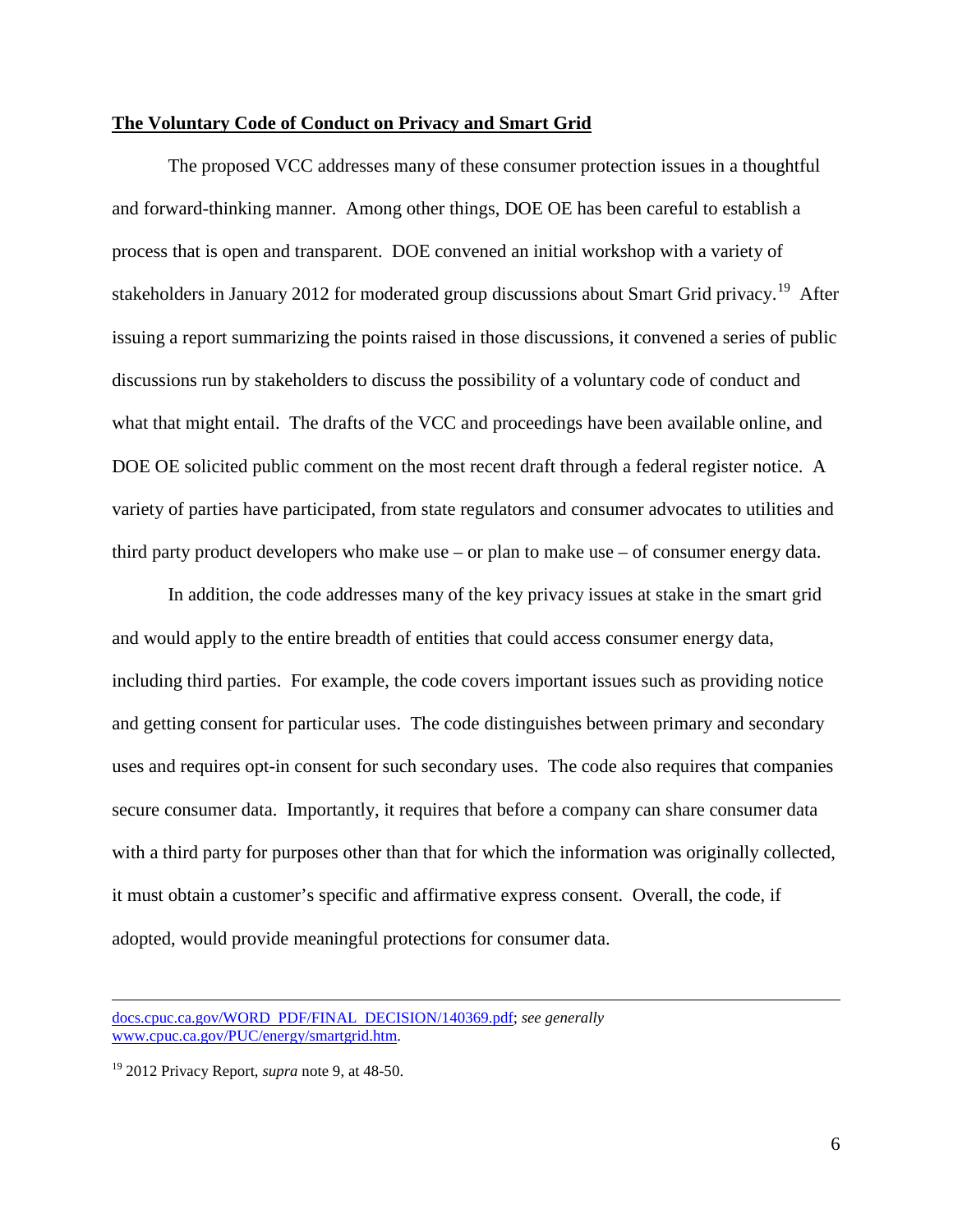**The Voluntary Code of Conduct on Privacy and Smart Grid**

The proposed VCC addresses many of these consumer protection issues in a thoughtful and forward-thinking manner. Among other things, DOE OE has been careful to establish a process that is open and transparent. DOE convened an initial workshop with a variety of stakeholders in January 2012 for moderated group discussions about Smart Grid privacy.[19] After issuing a report summarizing the points raised in those discussions, it convened a series of public discussions run by stakeholders to discuss the possibility of a voluntary code of conduct and what that might entail. The drafts of the VCC and proceedings have been available online, and DOE OE solicited public comment on the most recent draft through a federal register notice. A variety of parties have participated, from state regulators and consumer advocates to utilities and third party product developers who make use – or plan to make use – of consumer energy data.

In addition, the code addresses many of the key privacy issues at stake in the smart grid and would apply to the entire breadth of entities that could access consumer energy data, including third parties. For example, the code covers important issues such as providing notice and getting consent for particular uses. The code distinguishes between primary and secondary uses and requires opt-in consent for such secondary uses. The code also requires that companies secure consumer data. Importantly, it requires that before a company can share consumer data with a third party for purposes other than that for which the information was originally collected, it must obtain a customer's specific and affirmative express consent. Overall, the code, if adopted, would provide meaningful protections for consumer data.

---

docs.cpuc.ca.gov/WORD_PDF/FINAL_DECISION/140369.pdf; *see generally* www.cpuc.ca.gov/PUC/energy/smartgrid.htm.

[19] 2012 Privacy Report, *supra* note 9, at 48-50.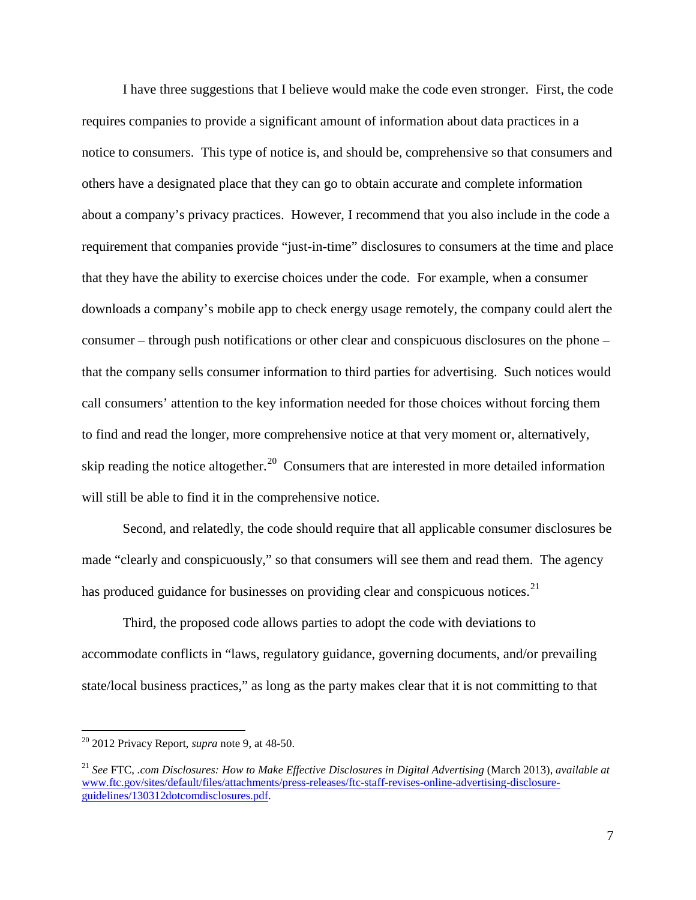I have three suggestions that I believe would make the code even stronger. First, the code requires companies to provide a significant amount of information about data practices in a notice to consumers. This type of notice is, and should be, comprehensive so that consumers and others have a designated place that they can go to obtain accurate and complete information about a company's privacy practices. However, I recommend that you also include in the code a requirement that companies provide "just-in-time" disclosures to consumers at the time and place that they have the ability to exercise choices under the code. For example, when a consumer downloads a company's mobile app to check energy usage remotely, the company could alert the consumer – through push notifications or other clear and conspicuous disclosures on the phone – that the company sells consumer information to third parties for advertising. Such notices would call consumers' attention to the key information needed for those choices without forcing them to find and read the longer, more comprehensive notice at that very moment or, alternatively, skip reading the notice altogether.[20] Consumers that are interested in more detailed information will still be able to find it in the comprehensive notice.

Second, and relatedly, the code should require that all applicable consumer disclosures be made "clearly and conspicuously," so that consumers will see them and read them. The agency has produced guidance for businesses on providing clear and conspicuous notices.[21]

Third, the proposed code allows parties to adopt the code with deviations to accommodate conflicts in "laws, regulatory guidance, governing documents, and/or prevailing state/local business practices," as long as the party makes clear that it is not committing to that

---

[20] 2012 Privacy Report, *supra* note 9, at 48-50.

[21] *See* FTC, *.com Disclosures: How to Make Effective Disclosures in Digital Advertising* (March 2013), *available at* [www.ftc.gov/sites/default/files/attachments/press-releases/ftc-staff-revises-online-advertising-disclosure-guidelines/130312dotcomdisclosures.pdf](www.ftc.gov/sites/default/files/attachments/press-releases/ftc-staff-revises-online-advertising-disclosure-guidelines/130312dotcomdisclosures.pdf).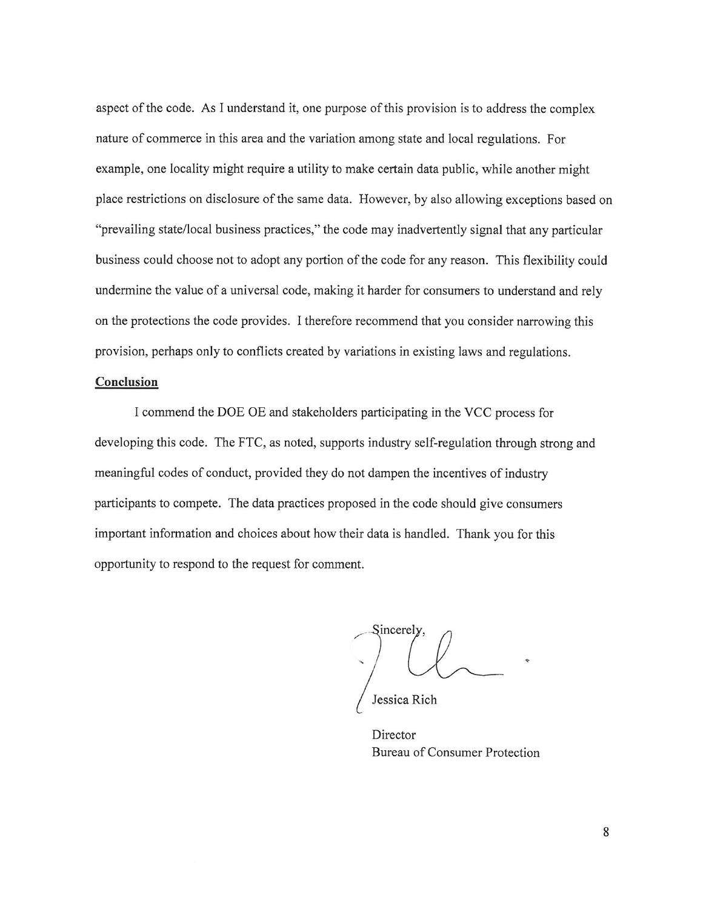aspect of the code. As I understand it, one purpose of this provision is to address the complex nature of commerce in this area and the variation among state and local regulations. For example, one locality might require a utility to make certain data public, while another might place restrictions on disclosure of the same data. However, by also allowing exceptions based on "prevailing state/local business practices," the code may inadvertently signal that any particular business could choose not to adopt any portion of the code for any reason. This flexibility could undermine the value of a universal code, making it harder for consumers to understand and rely on the protections the code provides. I therefore recommend that you consider narrowing this provision, perhaps only to conflicts created by variations in existing laws and regulations.

**Conclusion**

I commend the DOE OE and stakeholders participating in the VCC process for developing this code. The FTC, as noted, supports industry self-regulation through strong and meaningful codes of conduct, provided they do not dampen the incentives of industry participants to compete. The data practices proposed in the code should give consumers important information and choices about how their data is handled. Thank you for this opportunity to respond to the request for comment.

Sincerely,

Jessica Rich

Director
Bureau of Consumer Protection